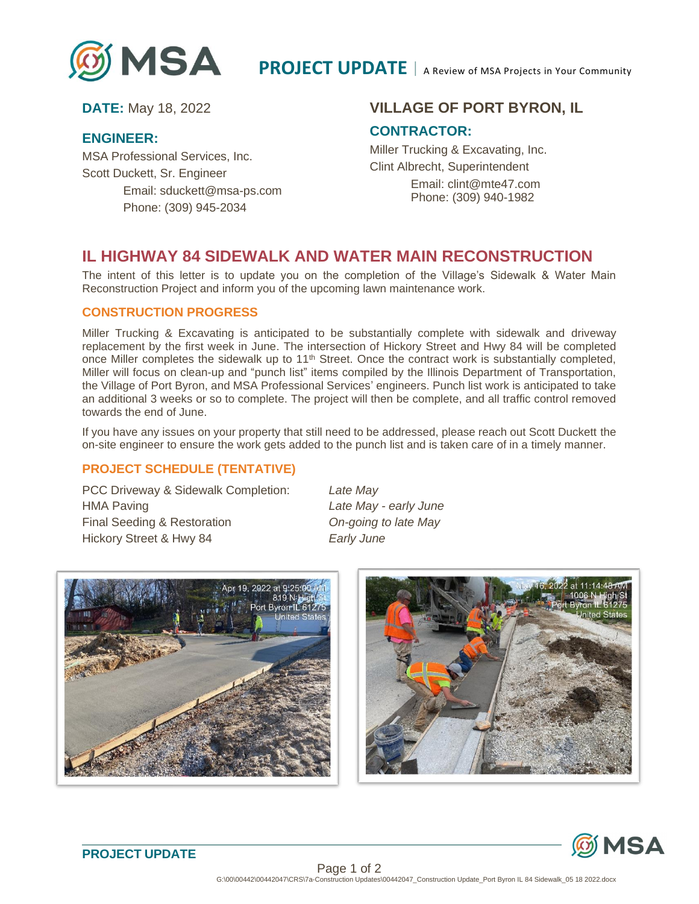**MSA** **PROJECT UPDATE** | A Review of MSA Projects in Your Community

**DATE:** May 18, 2022

**ENGINEER:**

MSA Professional Services, Inc.
Scott Duckett, Sr. Engineer
Email: sduckett@msa-ps.com
Phone: (309) 945-2034

**VILLAGE OF PORT BYRON, IL**

**CONTRACTOR:**

Miller Trucking & Excavating, Inc.
Clint Albrecht, Superintendent
Email: clint@mte47.com
Phone: (309) 940-1982

## IL HIGHWAY 84 SIDEWALK AND WATER MAIN RECONSTRUCTION

The intent of this letter is to update you on the completion of the Village's Sidewalk & Water Main Reconstruction Project and inform you of the upcoming lawn maintenance work.

### CONSTRUCTION PROGRESS

Miller Trucking & Excavating is anticipated to be substantially complete with sidewalk and driveway replacement by the first week in June. The intersection of Hickory Street and Hwy 84 will be completed once Miller completes the sidewalk up to 11th Street. Once the contract work is substantially completed, Miller will focus on clean-up and "punch list" items compiled by the Illinois Department of Transportation, the Village of Port Byron, and MSA Professional Services' engineers. Punch list work is anticipated to take an additional 3 weeks or so to complete. The project will then be complete, and all traffic control removed towards the end of June.

If you have any issues on your property that still need to be addressed, please reach out Scott Duckett the on-site engineer to ensure the work gets added to the punch list and is taken care of in a timely manner.

### PROJECT SCHEDULE (TENTATIVE)

| | |
|---|---|
| PCC Driveway & Sidewalk Completion: | *Late May* |
| HMA Paving | *Late May - early June* |
| Final Seeding & Restoration | *On-going to late May* |
| Hickory Street & Hwy 84 | *Early June* |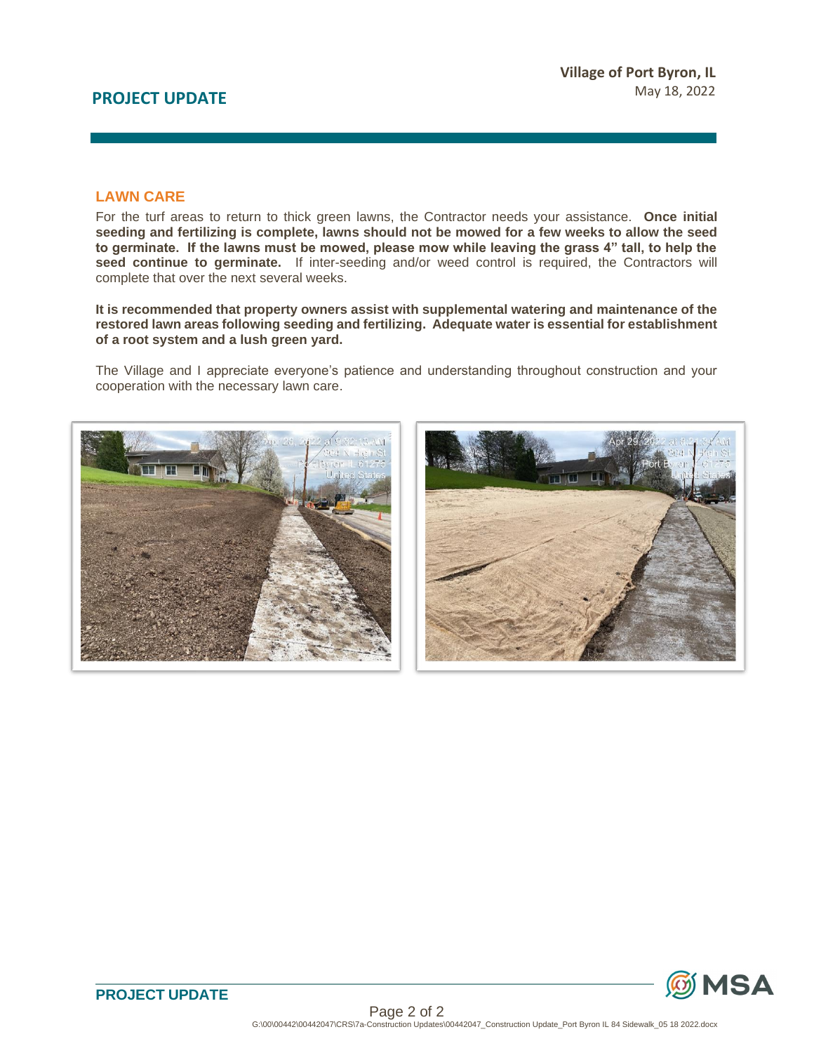## LAWN CARE

For the turf areas to return to thick green lawns, the Contractor needs your assistance. **Once initial seeding and fertilizing is complete, lawns should not be mowed for a few weeks to allow the seed to germinate. If the lawns must be mowed, please mow while leaving the grass 4" tall, to help the seed continue to germinate.** If inter-seeding and/or weed control is required, the Contractors will complete that over the next several weeks.

**It is recommended that property owners assist with supplemental watering and maintenance of the restored lawn areas following seeding and fertilizing. Adequate water is essential for establishment of a root system and a lush green yard.**

The Village and I appreciate everyone's patience and understanding throughout construction and your cooperation with the necessary lawn care.